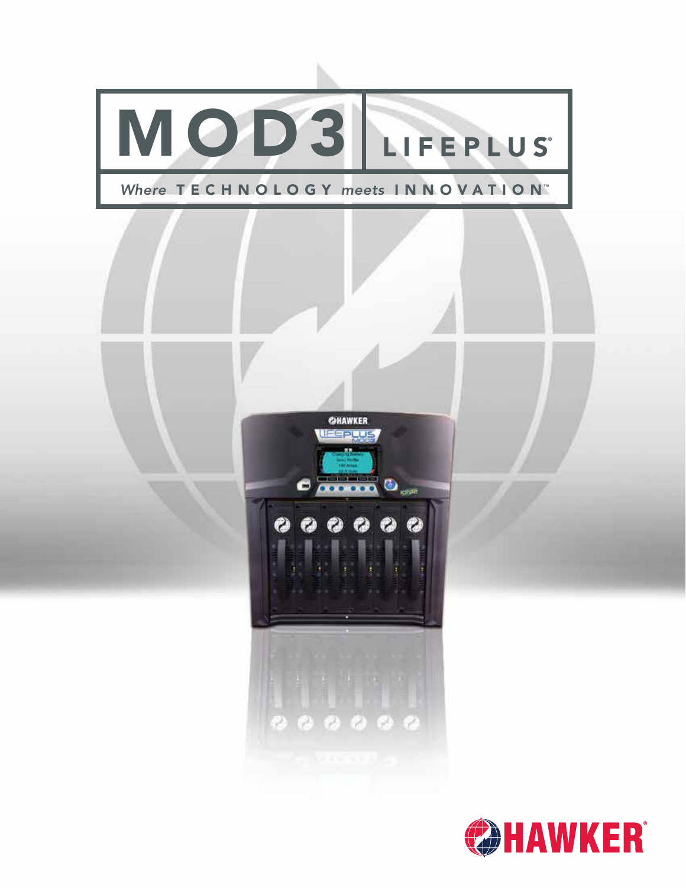# MOD3 | LIFEPLUS®

*Where* **TECHNOLOGY** *meets* **INNOVATION**™

HAWKER®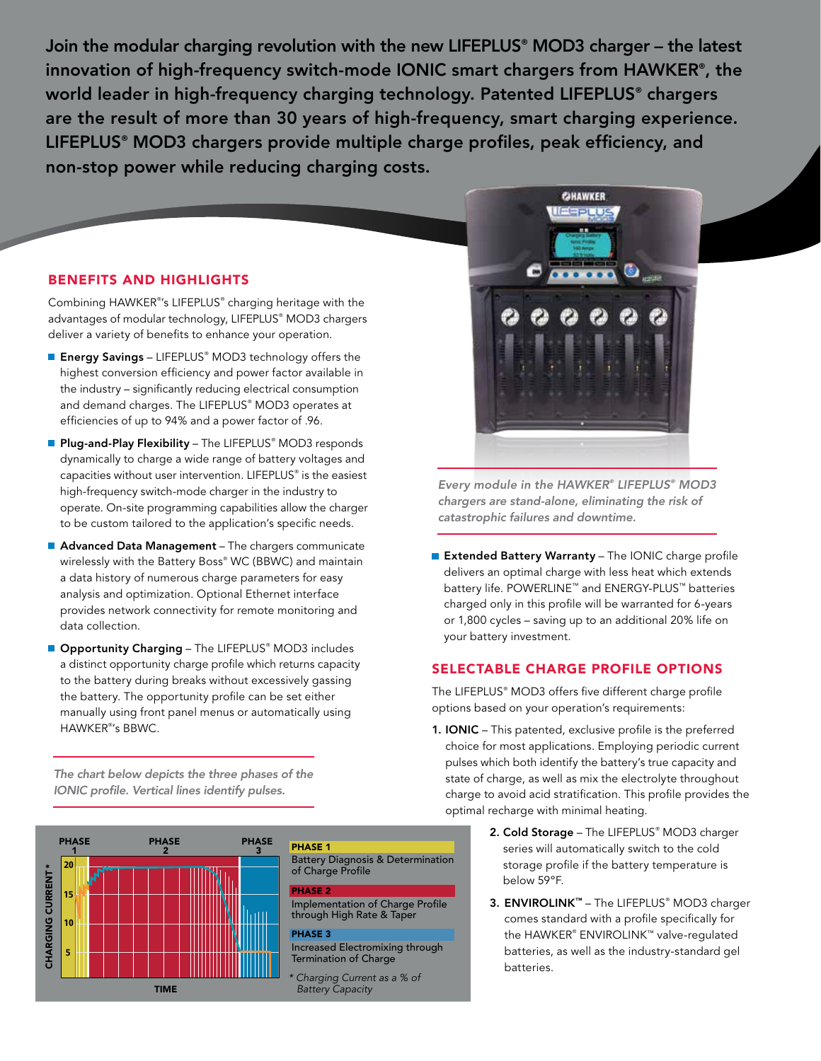**Join the modular charging revolution with the new LIFEPLUS® MOD3 charger – the latest innovation of high-frequency switch-mode IONIC smart chargers from HAWKER®, the world leader in high-frequency charging technology. Patented LIFEPLUS® chargers are the result of more than 30 years of high-frequency, smart charging experience. LIFEPLUS® MOD3 chargers provide multiple charge profiles, peak efficiency, and non-stop power while reducing charging costs.**

## BENEFITS AND HIGHLIGHTS

Combining HAWKER®'s LIFEPLUS® charging heritage with the advantages of modular technology, LIFEPLUS® MOD3 chargers deliver a variety of benefits to enhance your operation.

- **Energy Savings** – LIFEPLUS® MOD3 technology offers the highest conversion efficiency and power factor available in the industry – significantly reducing electrical consumption and demand charges. The LIFEPLUS® MOD3 operates at efficiencies of up to 94% and a power factor of .96.
- **Plug-and-Play Flexibility** – The LIFEPLUS® MOD3 responds dynamically to charge a wide range of battery voltages and capacities without user intervention. LIFEPLUS® is the easiest high-frequency switch-mode charger in the industry to operate. On-site programming capabilities allow the charger to be custom tailored to the application's specific needs.
- **Advanced Data Management** – The chargers communicate wirelessly with the Battery Boss® WC (BBWC) and maintain a data history of numerous charge parameters for easy analysis and optimization. Optional Ethernet interface provides network connectivity for remote monitoring and data collection.
- **Opportunity Charging** – The LIFEPLUS® MOD3 includes a distinct opportunity charge profile which returns capacity to the battery during breaks without excessively gassing the battery. The opportunity profile can be set either manually using front panel menus or automatically using HAWKER®'s BBWC.

*The chart below depicts the three phases of the IONIC profile. Vertical lines identify pulses.*

**PHASE 1**
Battery Diagnosis & Determination of Charge Profile

**PHASE 2**
Implementation of Charge Profile through High Rate & Taper

**PHASE 3**
Increased Electromixing through Termination of Charge

*\* Charging Current as a % of Battery Capacity*

*Every module in the HAWKER® LIFEPLUS® MOD3 chargers are stand-alone, eliminating the risk of catastrophic failures and downtime.*

- **Extended Battery Warranty** – The IONIC charge profile delivers an optimal charge with less heat which extends battery life. POWERLINE™ and ENERGY-PLUS™ batteries charged only in this profile will be warranted for 6-years or 1,800 cycles – saving up to an additional 20% life on your battery investment.

## SELECTABLE CHARGE PROFILE OPTIONS

The LIFEPLUS® MOD3 offers five different charge profile options based on your operation's requirements:

1. **IONIC** – This patented, exclusive profile is the preferred choice for most applications. Employing periodic current pulses which both identify the battery's true capacity and state of charge, as well as mix the electrolyte throughout charge to avoid acid stratification. This profile provides the optimal recharge with minimal heating.
2. **Cold Storage** – The LIFEPLUS® MOD3 charger series will automatically switch to the cold storage profile if the battery temperature is below 59°F.
3. **ENVIROLINK™** – The LIFEPLUS® MOD3 charger comes standard with a profile specifically for the HAWKER® ENVIROLINK™ valve-regulated batteries, as well as the industry-standard gel batteries.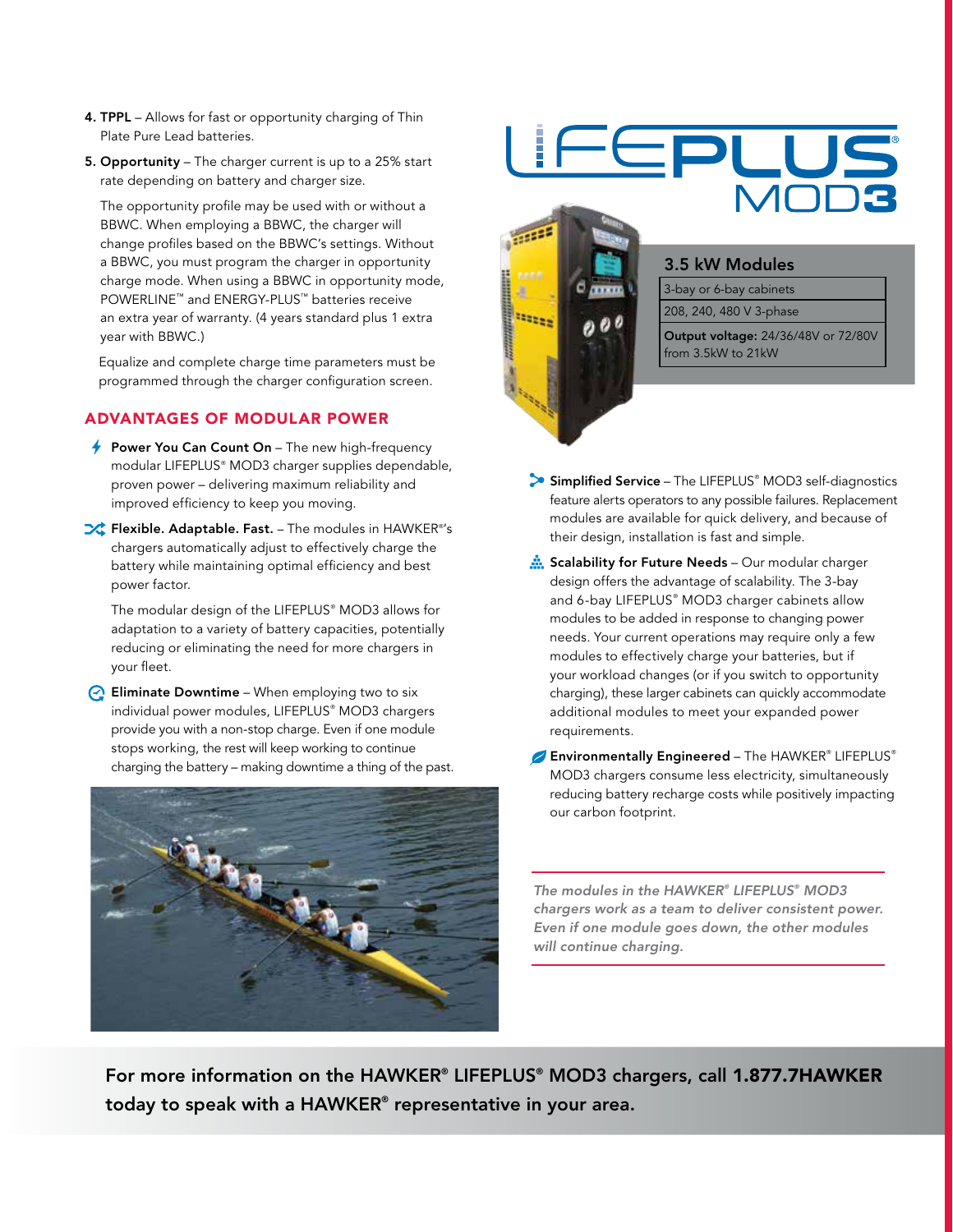4. **TPPL** – Allows for fast or opportunity charging of Thin Plate Pure Lead batteries.

5. **Opportunity** – The charger current is up to a 25% start rate depending on battery and charger size.

   The opportunity profile may be used with or without a BBWC. When employing a BBWC, the charger will change profiles based on the BBWC's settings. Without a BBWC, you must program the charger in opportunity charge mode. When using a BBWC in opportunity mode, POWERLINE™ and ENERGY-PLUS™ batteries receive an extra year of warranty. (4 years standard plus 1 extra year with BBWC.)

   Equalize and complete charge time parameters must be programmed through the charger configuration screen.

## ADVANTAGES OF MODULAR POWER

**Power You Can Count On** – The new high-frequency modular LIFEPLUS® MOD3 charger supplies dependable, proven power – delivering maximum reliability and improved efficiency to keep you moving.

**Flexible. Adaptable. Fast.** – The modules in HAWKER®'s chargers automatically adjust to effectively charge the battery while maintaining optimal efficiency and best power factor.

The modular design of the LIFEPLUS® MOD3 allows for adaptation to a variety of battery capacities, potentially reducing or eliminating the need for more chargers in your fleet.

**Eliminate Downtime** – When employing two to six individual power modules, LIFEPLUS® MOD3 chargers provide you with a non-stop charge. Even if one module stops working, the rest will keep working to continue charging the battery – making downtime a thing of the past.

# LIFEPLUS® MOD3

### 3.5 kW Modules

| |
|---|
| 3-bay or 6-bay cabinets |
| 208, 240, 480 V 3-phase |
| **Output voltage:** 24/36/48V or 72/80V from 3.5kW to 21kW |

**Simplified Service** – The LIFEPLUS® MOD3 self-diagnostics feature alerts operators to any possible failures. Replacement modules are available for quick delivery, and because of their design, installation is fast and simple.

**Scalability for Future Needs** – Our modular charger design offers the advantage of scalability. The 3-bay and 6-bay LIFEPLUS® MOD3 charger cabinets allow modules to be added in response to changing power needs. Your current operations may require only a few modules to effectively charge your batteries, but if your workload changes (or if you switch to opportunity charging), these larger cabinets can quickly accommodate additional modules to meet your expanded power requirements.

**Environmentally Engineered** – The HAWKER® LIFEPLUS® MOD3 chargers consume less electricity, simultaneously reducing battery recharge costs while positively impacting our carbon footprint.

*The modules in the HAWKER® LIFEPLUS® MOD3 chargers work as a team to deliver consistent power. Even if one module goes down, the other modules will continue charging.*

**For more information on the HAWKER® LIFEPLUS® MOD3 chargers, call 1.877.7HAWKER today to speak with a HAWKER® representative in your area.**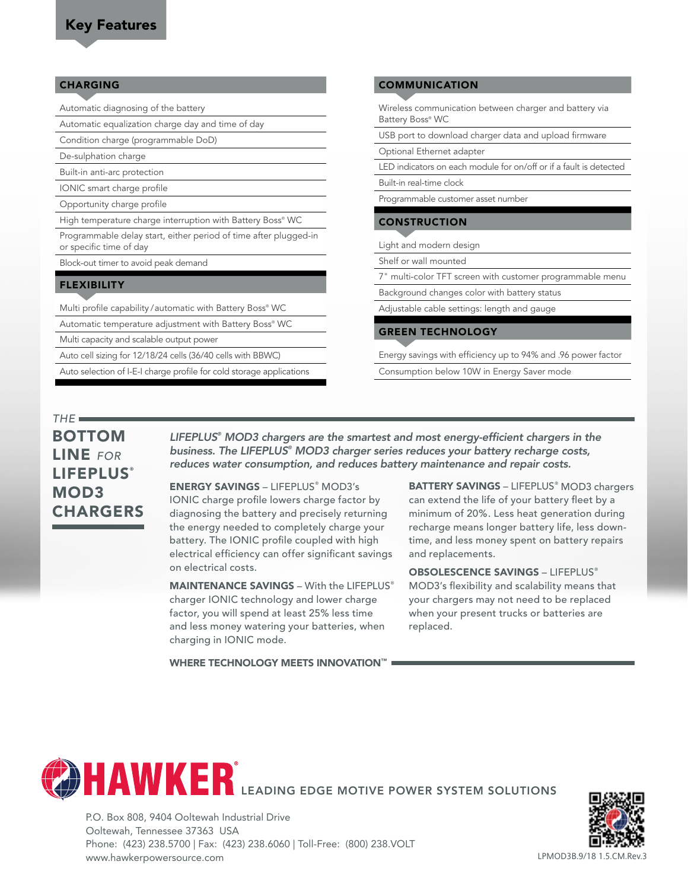## Key Features

### CHARGING

- Automatic diagnosing of the battery
- Automatic equalization charge day and time of day
- Condition charge (programmable DoD)
- De-sulphation charge
- Built-in anti-arc protection
- IONIC smart charge profile
- Opportunity charge profile
- High temperature charge interruption with Battery Boss® WC
- Programmable delay start, either period of time after plugged-in or specific time of day
- Block-out timer to avoid peak demand

### FLEXIBILITY

- Multi profile capability / automatic with Battery Boss® WC
- Automatic temperature adjustment with Battery Boss® WC
- Multi capacity and scalable output power
- Auto cell sizing for 12/18/24 cells (36/40 cells with BBWC)
- Auto selection of I-E-I charge profile for cold storage applications

### COMMUNICATION

- Wireless communication between charger and battery via Battery Boss® WC
- USB port to download charger data and upload firmware
- Optional Ethernet adapter
- LED indicators on each module for on/off or if a fault is detected
- Built-in real-time clock
- Programmable customer asset number

### CONSTRUCTION

- Light and modern design
- Shelf or wall mounted
- 7" multi-color TFT screen with customer programmable menu
- Background changes color with battery status
- Adjustable cable settings: length and gauge

### GREEN TECHNOLOGY

- Energy savings with efficiency up to 94% and .96 power factor
- Consumption below 10W in Energy Saver mode

## THE BOTTOM LINE FOR LIFEPLUS® MOD3 CHARGERS

*LIFEPLUS® MOD3 chargers are the smartest and most energy-efficient chargers in the business. The LIFEPLUS® MOD3 charger series reduces your battery recharge costs, reduces water consumption, and reduces battery maintenance and repair costs.*

**ENERGY SAVINGS** – LIFEPLUS® MOD3's IONIC charge profile lowers charge factor by diagnosing the battery and precisely returning the energy needed to completely charge your battery. The IONIC profile coupled with high electrical efficiency can offer significant savings on electrical costs.

**MAINTENANCE SAVINGS** – With the LIFEPLUS® charger IONIC technology and lower charge factor, you will spend at least 25% less time and less money watering your batteries, when charging in IONIC mode.

**BATTERY SAVINGS** – LIFEPLUS® MOD3 chargers can extend the life of your battery fleet by a minimum of 20%. Less heat generation during recharge means longer battery life, less down-time, and less money spent on battery repairs and replacements.

**OBSOLESCENCE SAVINGS** – LIFEPLUS® MOD3's flexibility and scalability means that your chargers may not need to be replaced when your present trucks or batteries are replaced.

**WHERE TECHNOLOGY MEETS INNOVATION™**

**HAWKER®** LEADING EDGE MOTIVE POWER SYSTEM SOLUTIONS

P.O. Box 808, 9404 Ooltewah Industrial Drive
Ooltewah, Tennessee 37363 USA
Phone: (423) 238.5700 | Fax: (423) 238.6060 | Toll-Free: (800) 238.VOLT
www.hawkerpowersource.com

LPMOD3B.9/18 1.5.CM.Rev.3